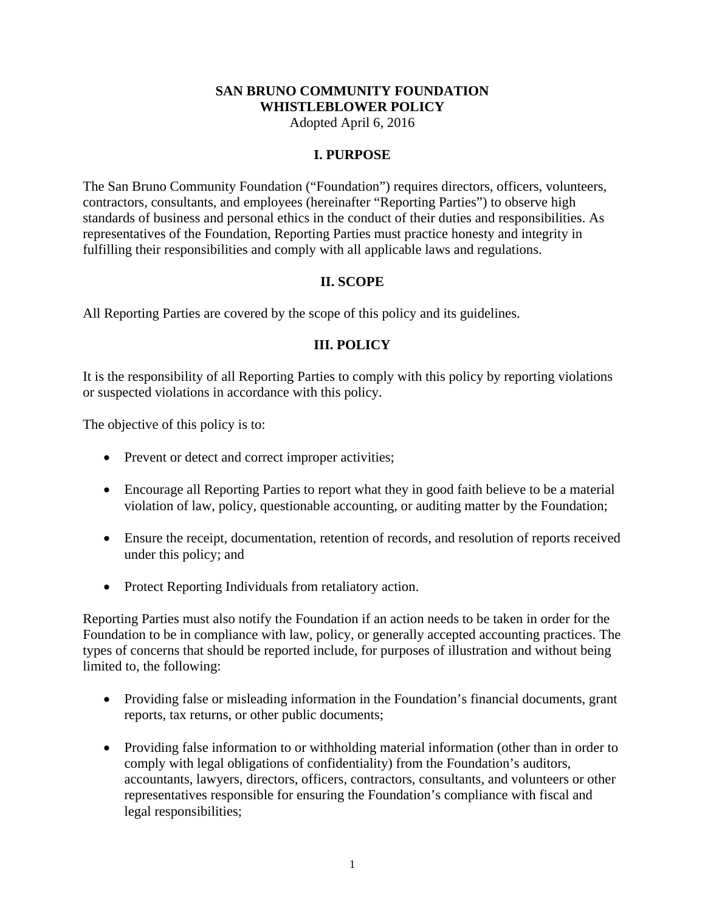# SAN BRUNO COMMUNITY FOUNDATION
# WHISTLEBLOWER POLICY

Adopted April 6, 2016

## I. PURPOSE

The San Bruno Community Foundation ("Foundation") requires directors, officers, volunteers, contractors, consultants, and employees (hereinafter "Reporting Parties") to observe high standards of business and personal ethics in the conduct of their duties and responsibilities. As representatives of the Foundation, Reporting Parties must practice honesty and integrity in fulfilling their responsibilities and comply with all applicable laws and regulations.

## II. SCOPE

All Reporting Parties are covered by the scope of this policy and its guidelines.

## III. POLICY

It is the responsibility of all Reporting Parties to comply with this policy by reporting violations or suspected violations in accordance with this policy.

The objective of this policy is to:

- Prevent or detect and correct improper activities;
- Encourage all Reporting Parties to report what they in good faith believe to be a material violation of law, policy, questionable accounting, or auditing matter by the Foundation;
- Ensure the receipt, documentation, retention of records, and resolution of reports received under this policy; and
- Protect Reporting Individuals from retaliatory action.

Reporting Parties must also notify the Foundation if an action needs to be taken in order for the Foundation to be in compliance with law, policy, or generally accepted accounting practices. The types of concerns that should be reported include, for purposes of illustration and without being limited to, the following:

- Providing false or misleading information in the Foundation's financial documents, grant reports, tax returns, or other public documents;
- Providing false information to or withholding material information (other than in order to comply with legal obligations of confidentiality) from the Foundation's auditors, accountants, lawyers, directors, officers, contractors, consultants, and volunteers or other representatives responsible for ensuring the Foundation's compliance with fiscal and legal responsibilities;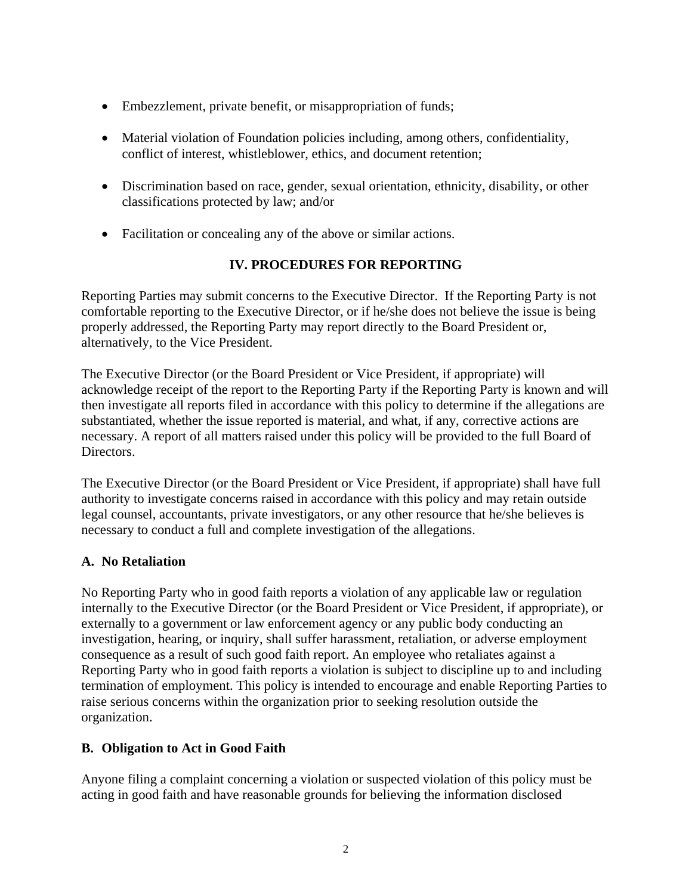- Embezzlement, private benefit, or misappropriation of funds;
- Material violation of Foundation policies including, among others, confidentiality, conflict of interest, whistleblower, ethics, and document retention;
- Discrimination based on race, gender, sexual orientation, ethnicity, disability, or other classifications protected by law; and/or
- Facilitation or concealing any of the above or similar actions.

## IV. PROCEDURES FOR REPORTING

Reporting Parties may submit concerns to the Executive Director. If the Reporting Party is not comfortable reporting to the Executive Director, or if he/she does not believe the issue is being properly addressed, the Reporting Party may report directly to the Board President or, alternatively, to the Vice President.

The Executive Director (or the Board President or Vice President, if appropriate) will acknowledge receipt of the report to the Reporting Party if the Reporting Party is known and will then investigate all reports filed in accordance with this policy to determine if the allegations are substantiated, whether the issue reported is material, and what, if any, corrective actions are necessary. A report of all matters raised under this policy will be provided to the full Board of Directors.

The Executive Director (or the Board President or Vice President, if appropriate) shall have full authority to investigate concerns raised in accordance with this policy and may retain outside legal counsel, accountants, private investigators, or any other resource that he/she believes is necessary to conduct a full and complete investigation of the allegations.

### A. No Retaliation

No Reporting Party who in good faith reports a violation of any applicable law or regulation internally to the Executive Director (or the Board President or Vice President, if appropriate), or externally to a government or law enforcement agency or any public body conducting an investigation, hearing, or inquiry, shall suffer harassment, retaliation, or adverse employment consequence as a result of such good faith report. An employee who retaliates against a Reporting Party who in good faith reports a violation is subject to discipline up to and including termination of employment. This policy is intended to encourage and enable Reporting Parties to raise serious concerns within the organization prior to seeking resolution outside the organization.

### B. Obligation to Act in Good Faith

Anyone filing a complaint concerning a violation or suspected violation of this policy must be acting in good faith and have reasonable grounds for believing the information disclosed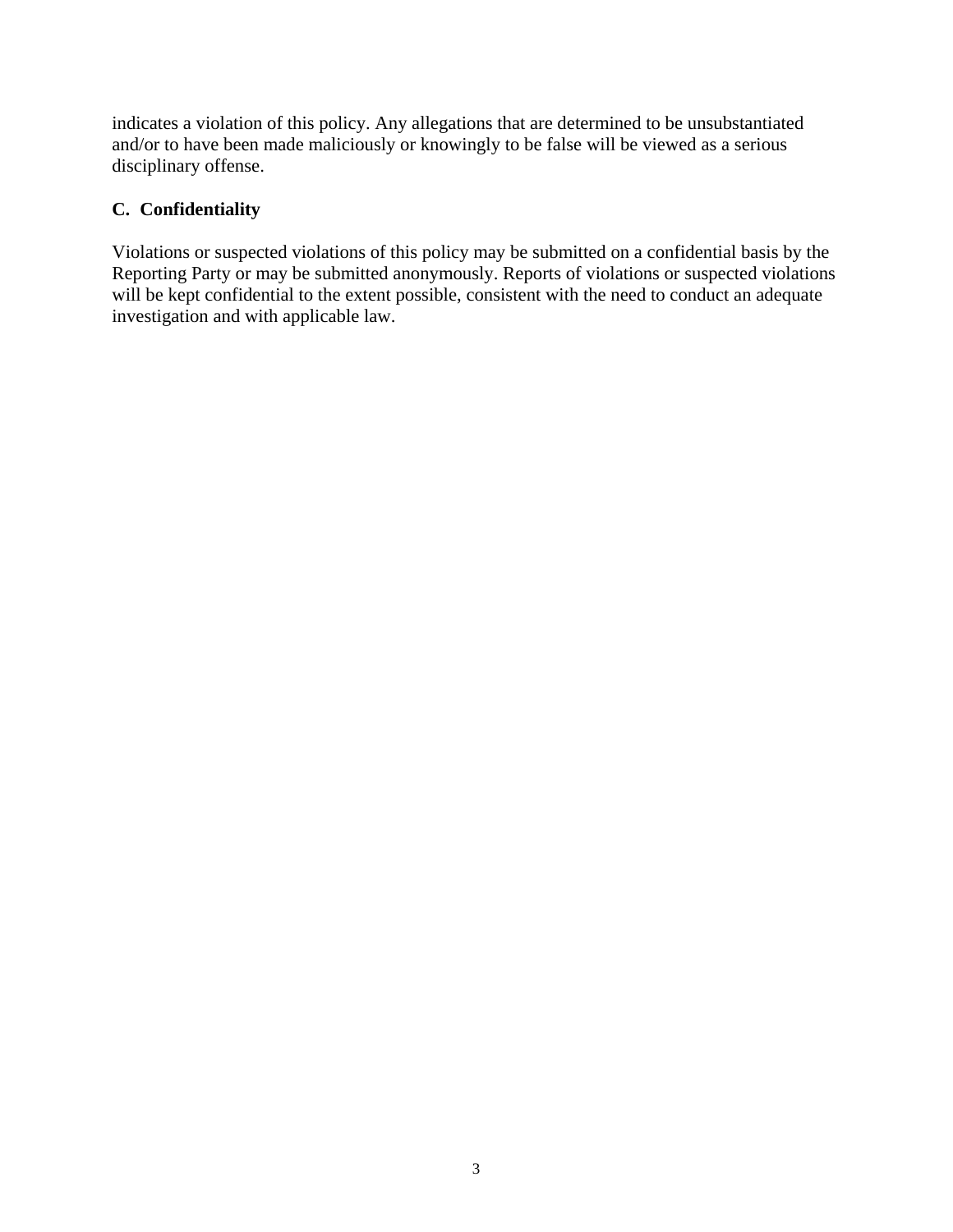indicates a violation of this policy. Any allegations that are determined to be unsubstantiated and/or to have been made maliciously or knowingly to be false will be viewed as a serious disciplinary offense.

**C. Confidentiality**

Violations or suspected violations of this policy may be submitted on a confidential basis by the Reporting Party or may be submitted anonymously. Reports of violations or suspected violations will be kept confidential to the extent possible, consistent with the need to conduct an adequate investigation and with applicable law.